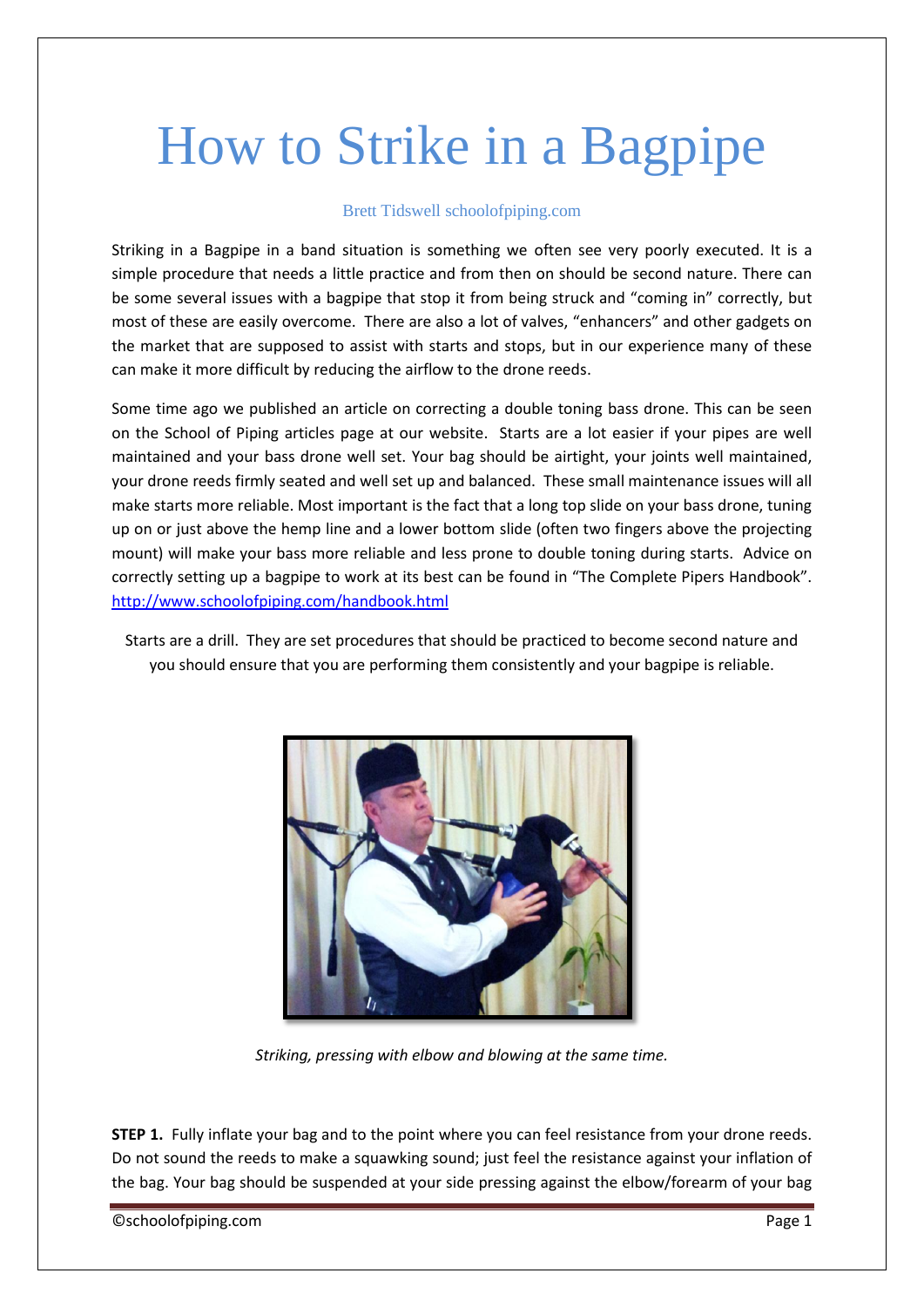# How to Strike in a Bagpipe

Brett Tidswell schoolofpiping.com

Striking in a Bagpipe in a band situation is something we often see very poorly executed. It is a simple procedure that needs a little practice and from then on should be second nature. There can be some several issues with a bagpipe that stop it from being struck and "coming in" correctly, but most of these are easily overcome. There are also a lot of valves, "enhancers" and other gadgets on the market that are supposed to assist with starts and stops, but in our experience many of these can make it more difficult by reducing the airflow to the drone reeds.

Some time ago we published an article on correcting a double toning bass drone. This can be seen on the School of Piping articles page at our website. Starts are a lot easier if your pipes are well maintained and your bass drone well set. Your bag should be airtight, your joints well maintained, your drone reeds firmly seated and well set up and balanced. These small maintenance issues will all make starts more reliable. Most important is the fact that a long top slide on your bass drone, tuning up on or just above the hemp line and a lower bottom slide (often two fingers above the projecting mount) will make your bass more reliable and less prone to double toning during starts. Advice on correctly setting up a bagpipe to work at its best can be found in "The Complete Pipers Handbook". http://www.schoolofpiping.com/handbook.html

Starts are a drill. They are set procedures that should be practiced to become second nature and you should ensure that you are performing them consistently and your bagpipe is reliable.

*Striking, pressing with elbow and blowing at the same time.*

**STEP 1.** Fully inflate your bag and to the point where you can feel resistance from your drone reeds. Do not sound the reeds to make a squawking sound; just feel the resistance against your inflation of the bag. Your bag should be suspended at your side pressing against the elbow/forearm of your bag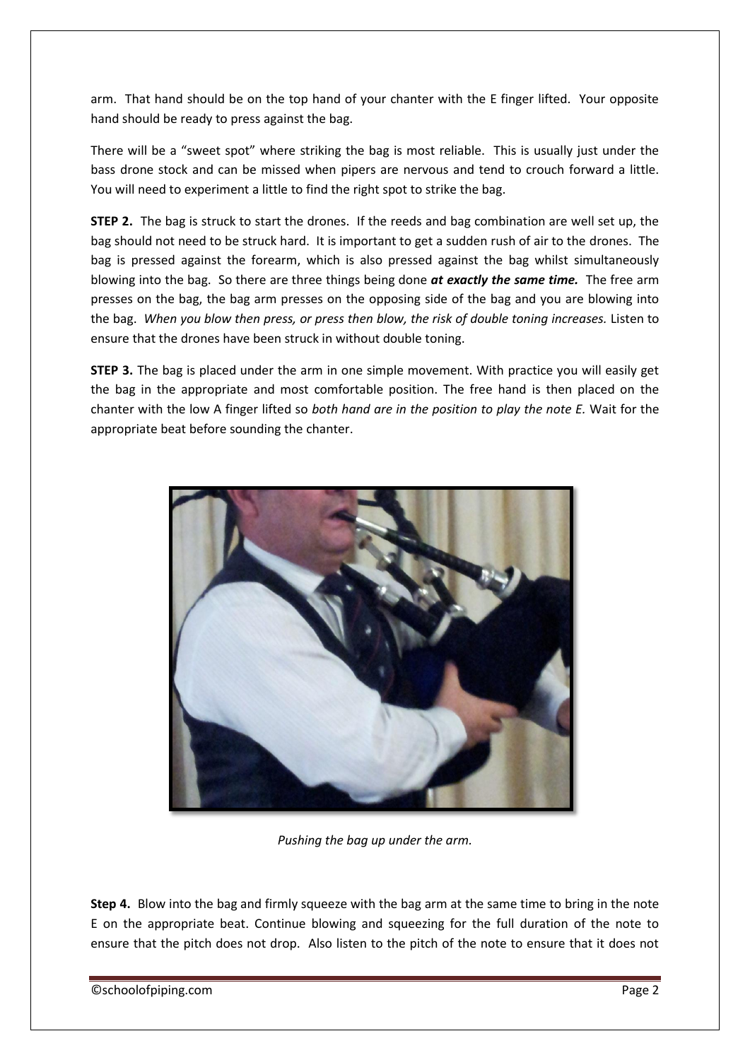arm. That hand should be on the top hand of your chanter with the E finger lifted. Your opposite hand should be ready to press against the bag.

There will be a “sweet spot” where striking the bag is most reliable. This is usually just under the bass drone stock and can be missed when pipers are nervous and tend to crouch forward a little. You will need to experiment a little to find the right spot to strike the bag.

**STEP 2.** The bag is struck to start the drones. If the reeds and bag combination are well set up, the bag should not need to be struck hard. It is important to get a sudden rush of air to the drones. The bag is pressed against the forearm, which is also pressed against the bag whilst simultaneously blowing into the bag. So there are three things being done ***at exactly the same time.*** The free arm presses on the bag, the bag arm presses on the opposing side of the bag and you are blowing into the bag. *When you blow then press, or press then blow, the risk of double toning increases.* Listen to ensure that the drones have been struck in without double toning.

**STEP 3.** The bag is placed under the arm in one simple movement. With practice you will easily get the bag in the appropriate and most comfortable position. The free hand is then placed on the chanter with the low A finger lifted so *both hand are in the position to play the note E.* Wait for the appropriate beat before sounding the chanter.

*Pushing the bag up under the arm.*

**Step 4.** Blow into the bag and firmly squeeze with the bag arm at the same time to bring in the note E on the appropriate beat. Continue blowing and squeezing for the full duration of the note to ensure that the pitch does not drop. Also listen to the pitch of the note to ensure that it does not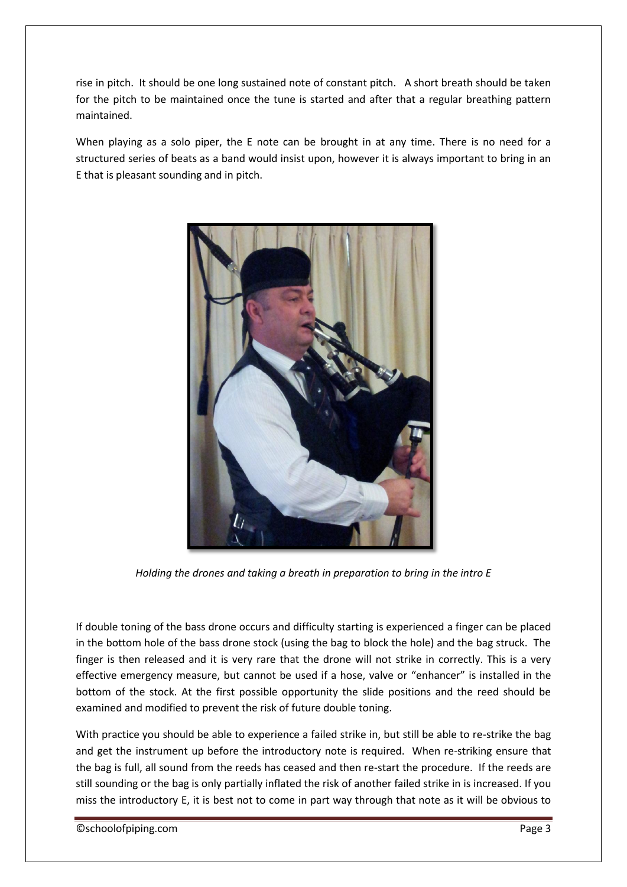rise in pitch. It should be one long sustained note of constant pitch. A short breath should be taken for the pitch to be maintained once the tune is started and after that a regular breathing pattern maintained.

When playing as a solo piper, the E note can be brought in at any time. There is no need for a structured series of beats as a band would insist upon, however it is always important to bring in an E that is pleasant sounding and in pitch.

*Holding the drones and taking a breath in preparation to bring in the intro E*

If double toning of the bass drone occurs and difficulty starting is experienced a finger can be placed in the bottom hole of the bass drone stock (using the bag to block the hole) and the bag struck. The finger is then released and it is very rare that the drone will not strike in correctly. This is a very effective emergency measure, but cannot be used if a hose, valve or "enhancer" is installed in the bottom of the stock. At the first possible opportunity the slide positions and the reed should be examined and modified to prevent the risk of future double toning.

With practice you should be able to experience a failed strike in, but still be able to re-strike the bag and get the instrument up before the introductory note is required. When re-striking ensure that the bag is full, all sound from the reeds has ceased and then re-start the procedure. If the reeds are still sounding or the bag is only partially inflated the risk of another failed strike in is increased. If you miss the introductory E, it is best not to come in part way through that note as it will be obvious to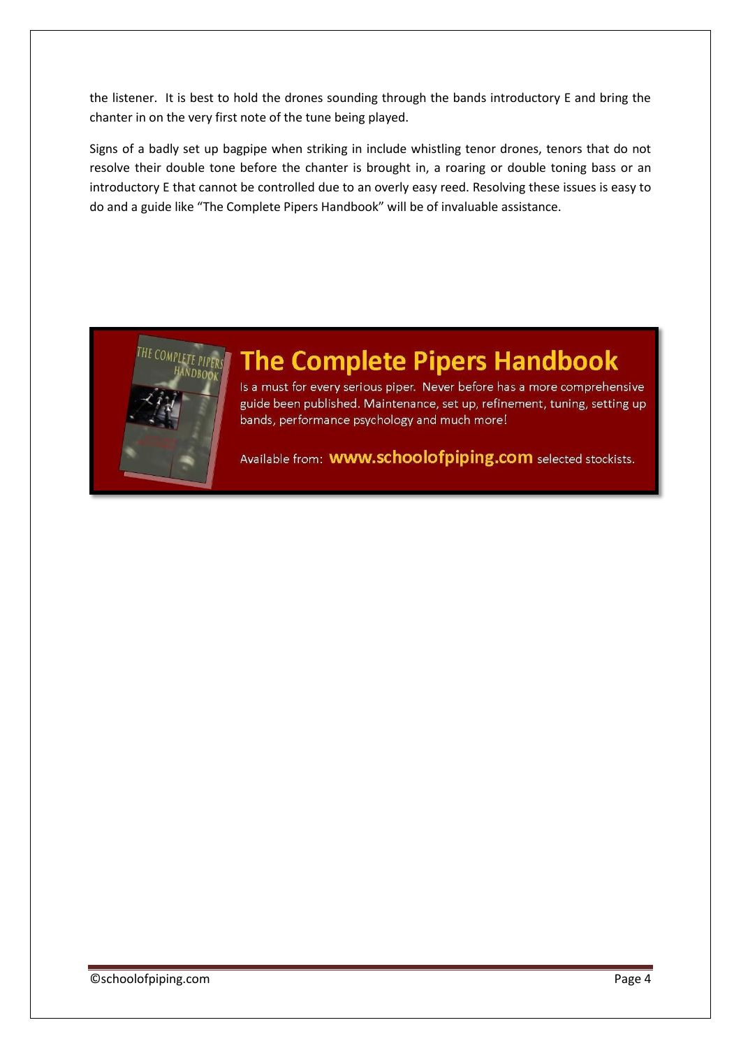the listener. It is best to hold the drones sounding through the bands introductory E and bring the chanter in on the very first note of the tune being played.

Signs of a badly set up bagpipe when striking in include whistling tenor drones, tenors that do not resolve their double tone before the chanter is brought in, a roaring or double toning bass or an introductory E that cannot be controlled due to an overly easy reed. Resolving these issues is easy to do and a guide like "The Complete Pipers Handbook" will be of invaluable assistance.

## The Complete Pipers Handbook

Is a must for every serious piper. Never before has a more comprehensive guide been published. Maintenance, set up, refinement, tuning, setting up bands, performance psychology and much more!

Available from: **www.schoolofpiping.com** selected stockists.